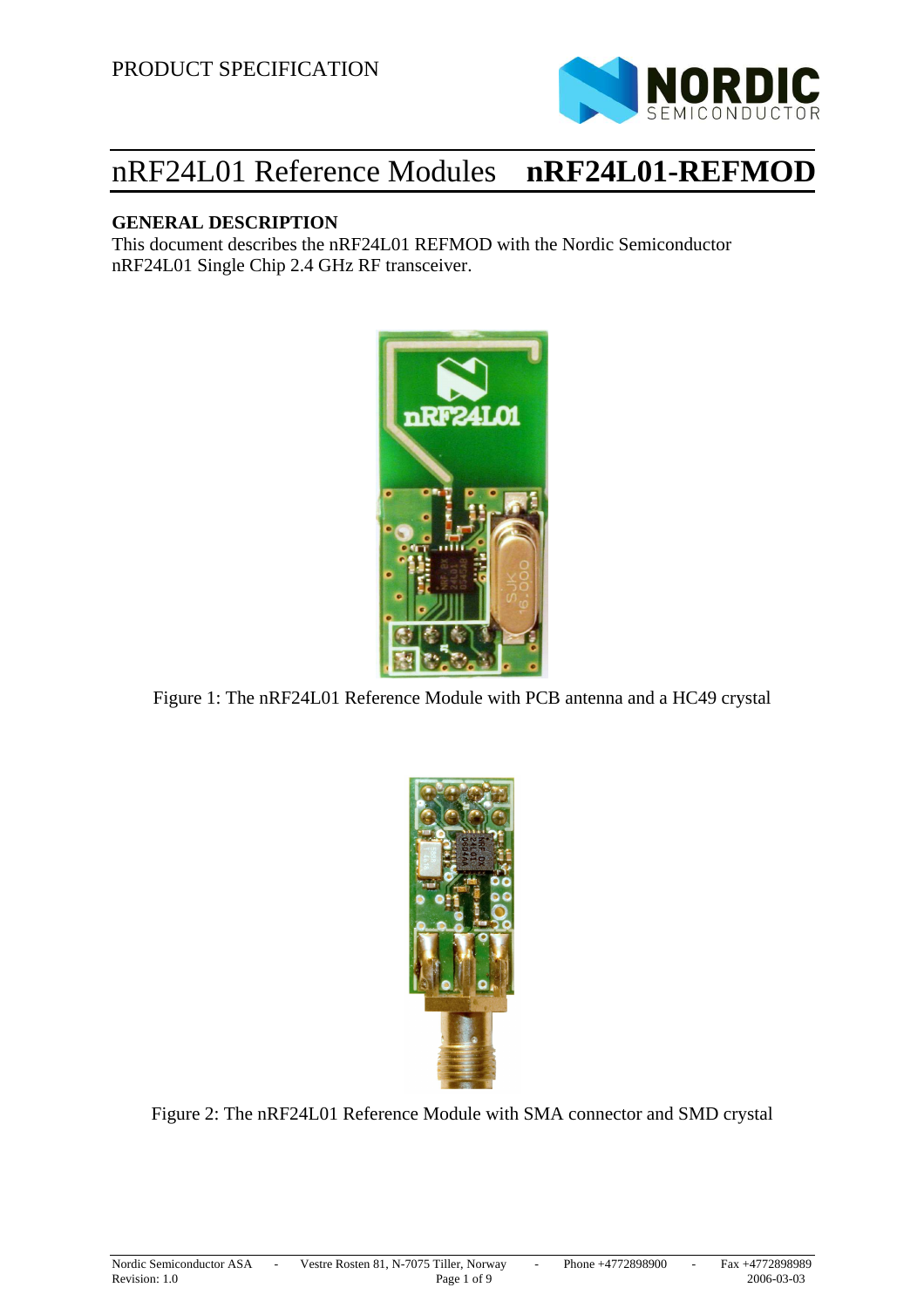PRODUCT SPECIFICATION

# nRF24L01 Reference Modules **nRF24L01-REFMOD**

## GENERAL DESCRIPTION

This document describes the nRF24L01 REFMOD with the Nordic Semiconductor nRF24L01 Single Chip 2.4 GHz RF transceiver.

Figure 1: The nRF24L01 Reference Module with PCB antenna and a HC49 crystal

Figure 2: The nRF24L01 Reference Module with SMA connector and SMD crystal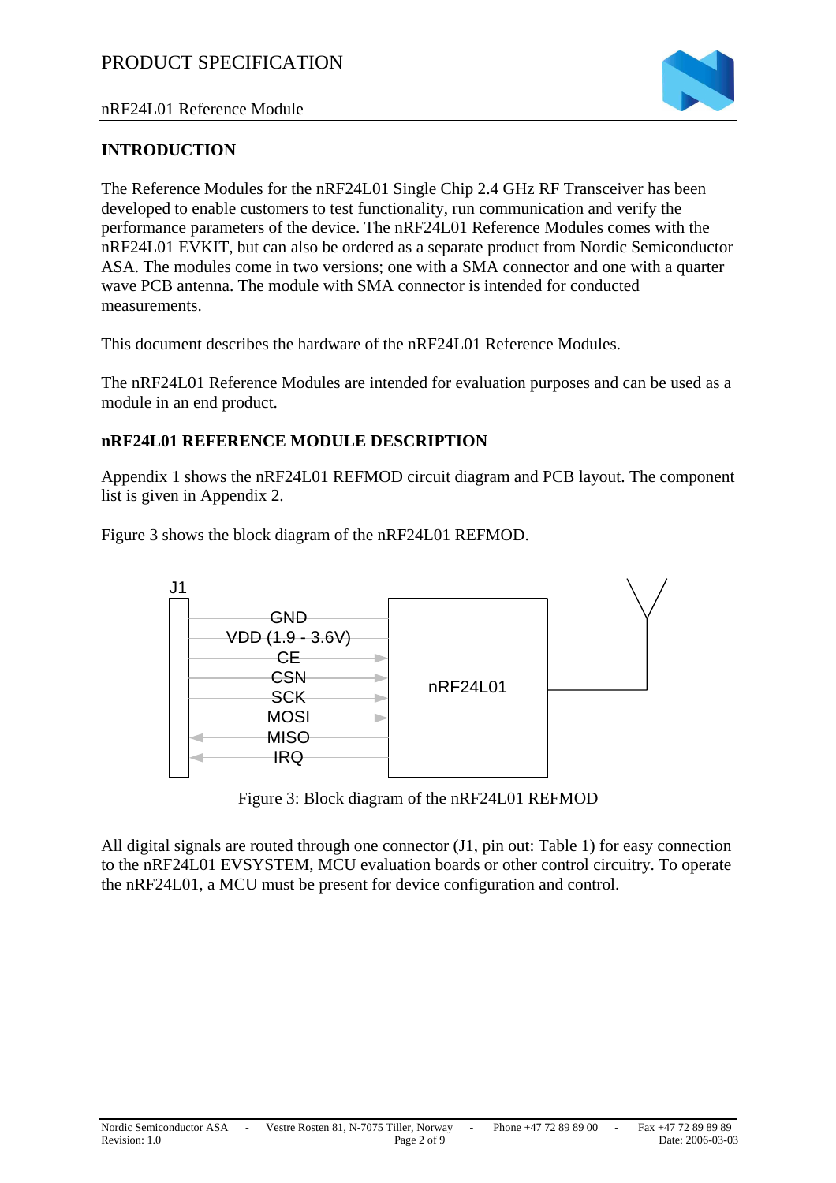## INTRODUCTION

The Reference Modules for the nRF24L01 Single Chip 2.4 GHz RF Transceiver has been developed to enable customers to test functionality, run communication and verify the performance parameters of the device. The nRF24L01 Reference Modules comes with the nRF24L01 EVKIT, but can also be ordered as a separate product from Nordic Semiconductor ASA. The modules come in two versions; one with a SMA connector and one with a quarter wave PCB antenna. The module with SMA connector is intended for conducted measurements.

This document describes the hardware of the nRF24L01 Reference Modules.

The nRF24L01 Reference Modules are intended for evaluation purposes and can be used as a module in an end product.

## nRF24L01 REFERENCE MODULE DESCRIPTION

Appendix 1 shows the nRF24L01 REFMOD circuit diagram and PCB layout. The component list is given in Appendix 2.

Figure 3 shows the block diagram of the nRF24L01 REFMOD.

J1

GND
VDD (1.9 - 3.6V)
CE
CSN
SCK
MOSI
MISO
IRQ

nRF24L01

Figure 3: Block diagram of the nRF24L01 REFMOD

All digital signals are routed through one connector (J1, pin out: Table 1) for easy connection to the nRF24L01 EVSYSTEM, MCU evaluation boards or other control circuitry. To operate the nRF24L01, a MCU must be present for device configuration and control.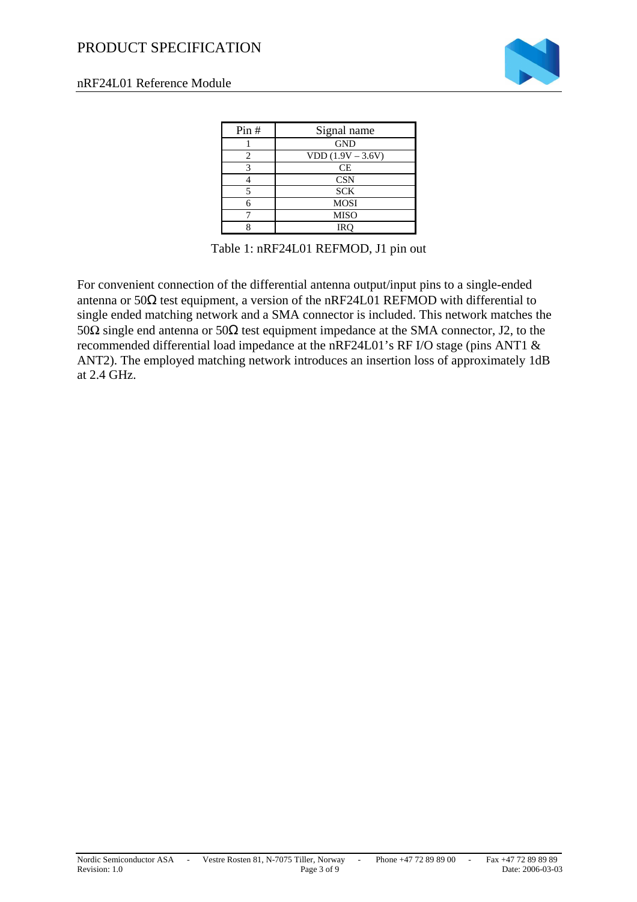| Pin # | Signal name |
|---|---|
| 1 | GND |
| 2 | VDD (1.9V – 3.6V) |
| 3 | CE |
| 4 | CSN |
| 5 | SCK |
| 6 | MOSI |
| 7 | MISO |
| 8 | IRQ |

Table 1: nRF24L01 REFMOD, J1 pin out

For convenient connection of the differential antenna output/input pins to a single-ended antenna or 50Ω test equipment, a version of the nRF24L01 REFMOD with differential to single ended matching network and a SMA connector is included. This network matches the 50Ω single end antenna or 50Ω test equipment impedance at the SMA connector, J2, to the recommended differential load impedance at the nRF24L01's RF I/O stage (pins ANT1 & ANT2). The employed matching network introduces an insertion loss of approximately 1dB at 2.4 GHz.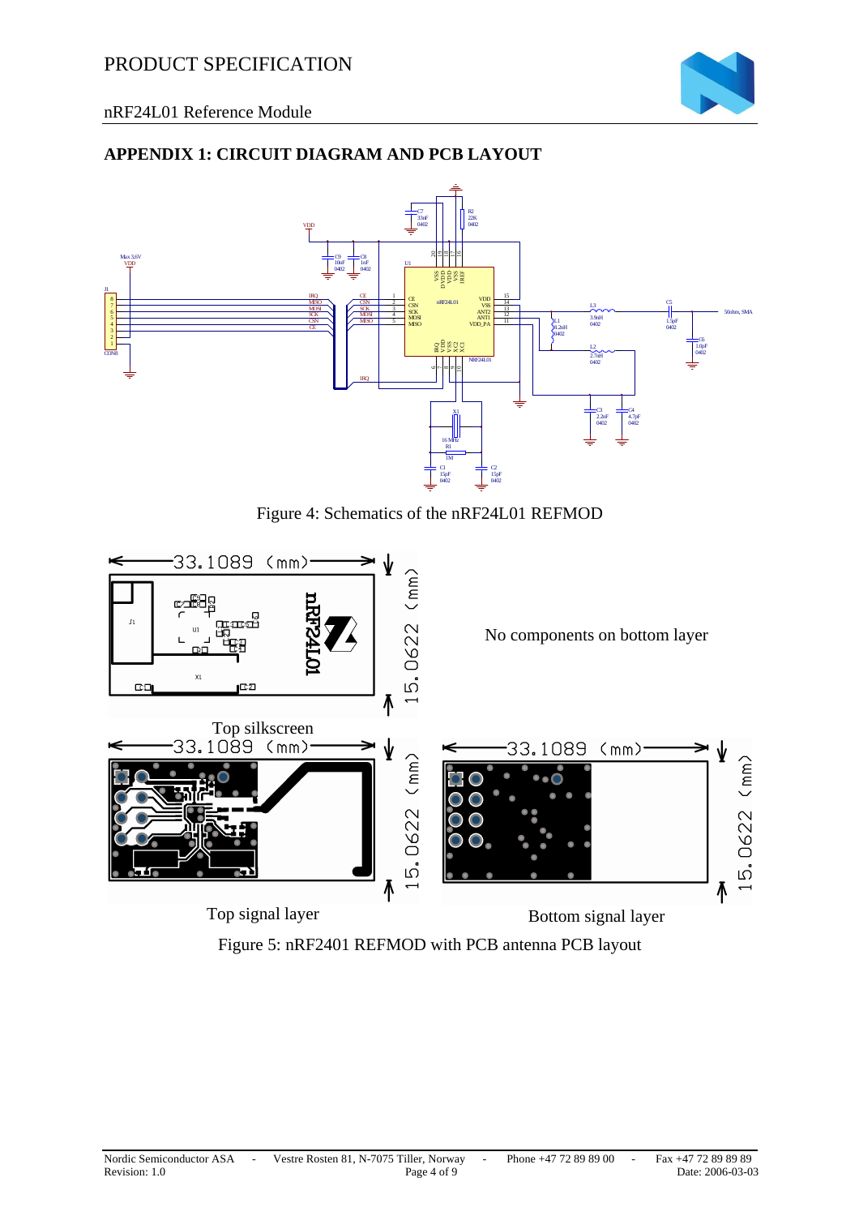## APPENDIX 1: CIRCUIT DIAGRAM AND PCB LAYOUT

Figure 4: Schematics of the nRF24L01 REFMOD

No components on bottom layer

Top silkscreen

Top signal layer

Bottom signal layer

Figure 5: nRF2401 REFMOD with PCB antenna PCB layout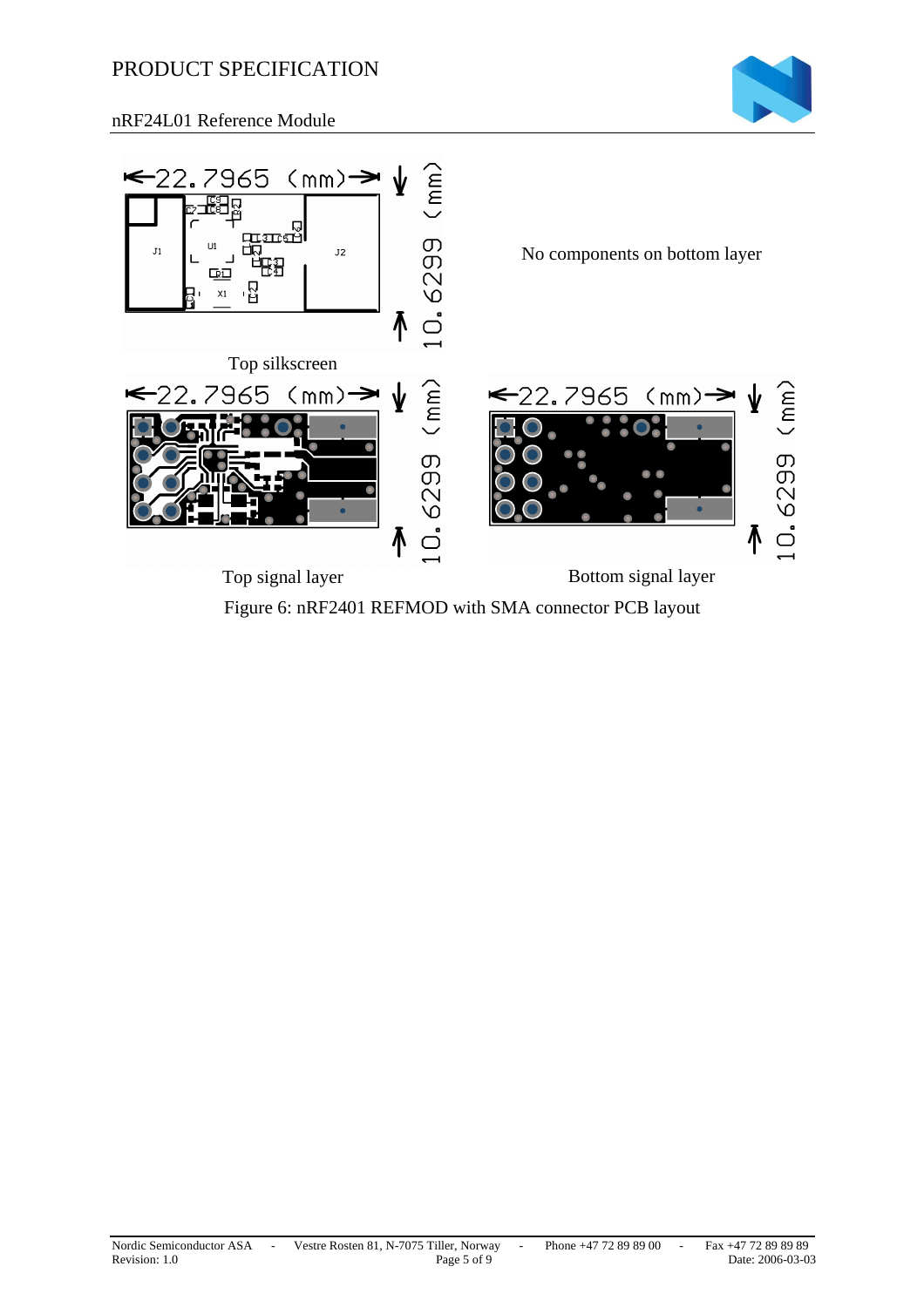No components on bottom layer

Top silkscreen

Top signal layer

Bottom signal layer

Figure 6: nRF2401 REFMOD with SMA connector PCB layout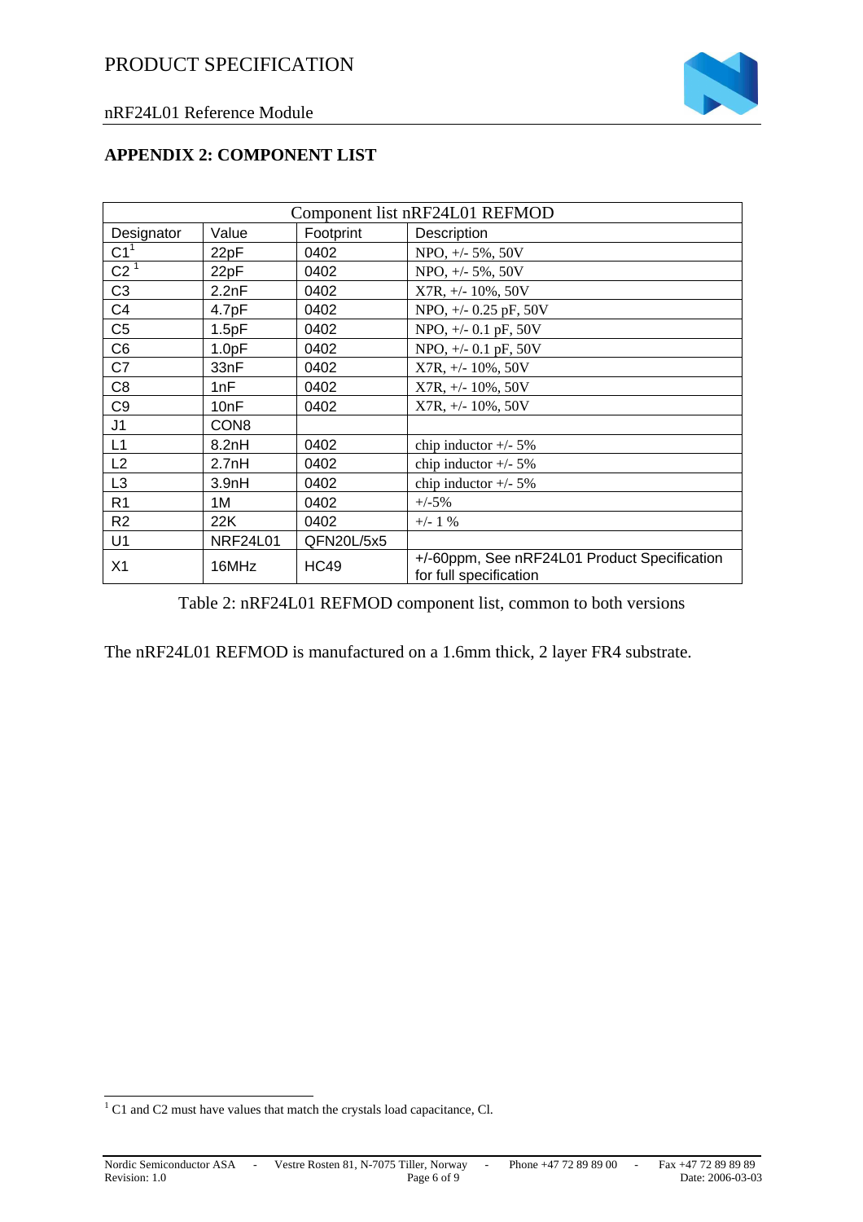## APPENDIX 2: COMPONENT LIST

| Component list nRF24L01 REFMOD | | | |
|---|---|---|---|
| Designator | Value | Footprint | Description |
| C1[1] | 22pF | 0402 | NPO, +/- 5%, 50V |
| C2 [1] | 22pF | 0402 | NPO, +/- 5%, 50V |
| C3 | 2.2nF | 0402 | X7R, +/- 10%, 50V |
| C4 | 4.7pF | 0402 | NPO, +/- 0.25 pF, 50V |
| C5 | 1.5pF | 0402 | NPO, +/- 0.1 pF, 50V |
| C6 | 1.0pF | 0402 | NPO, +/- 0.1 pF, 50V |
| C7 | 33nF | 0402 | X7R, +/- 10%, 50V |
| C8 | 1nF | 0402 | X7R, +/- 10%, 50V |
| C9 | 10nF | 0402 | X7R, +/- 10%, 50V |
| J1 | CON8 | | |
| L1 | 8.2nH | 0402 | chip inductor +/- 5% |
| L2 | 2.7nH | 0402 | chip inductor +/- 5% |
| L3 | 3.9nH | 0402 | chip inductor +/- 5% |
| R1 | 1M | 0402 | +/-5% |
| R2 | 22K | 0402 | +/- 1 % |
| U1 | NRF24L01 | QFN20L/5x5 | |
| X1 | 16MHz | HC49 | +/-60ppm, See nRF24L01 Product Specification for full specification |

Table 2: nRF24L01 REFMOD component list, common to both versions

The nRF24L01 REFMOD is manufactured on a 1.6mm thick, 2 layer FR4 substrate.

[1] C1 and C2 must have values that match the crystals load capacitance, Cl.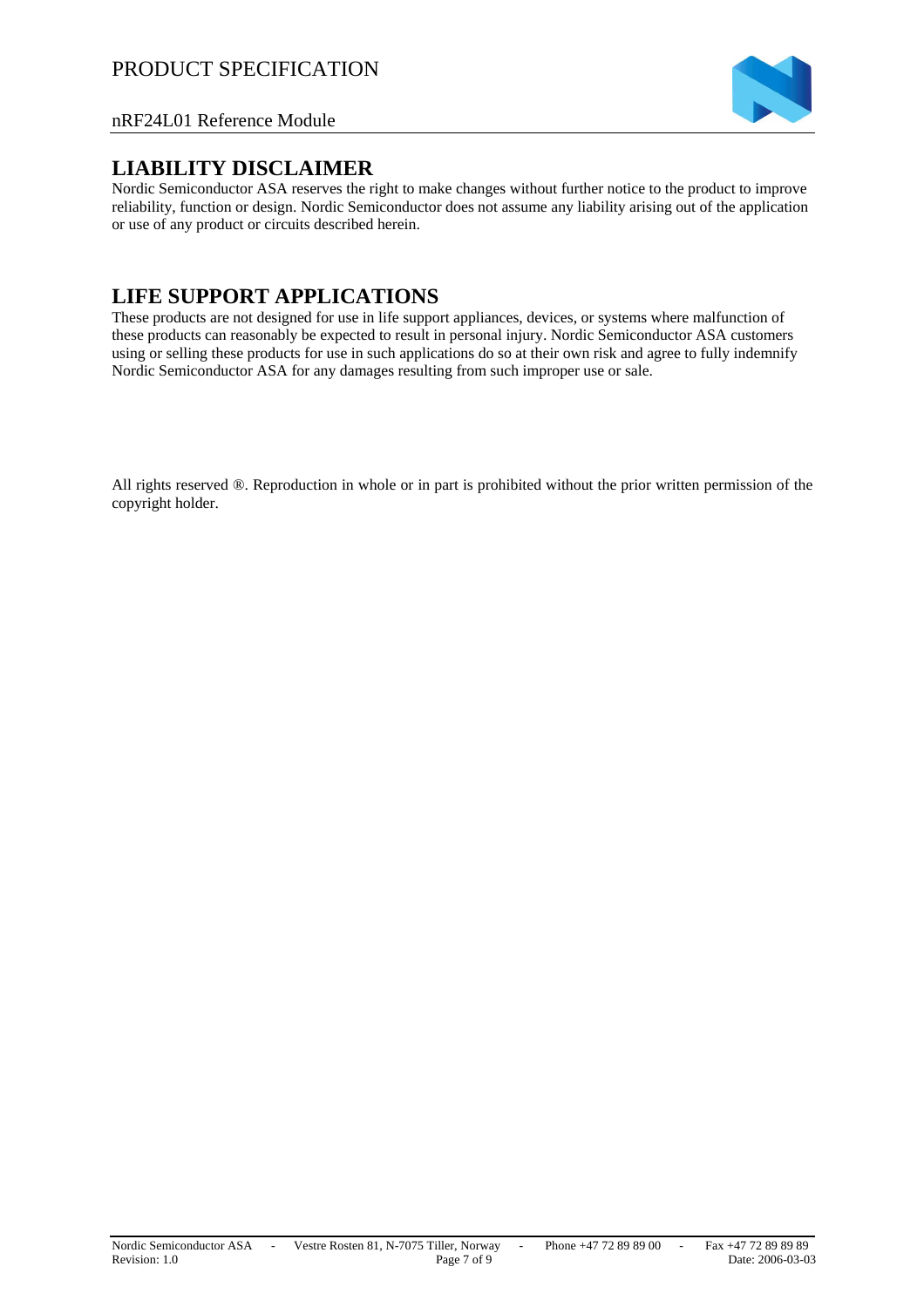## LIABILITY DISCLAIMER

Nordic Semiconductor ASA reserves the right to make changes without further notice to the product to improve reliability, function or design. Nordic Semiconductor does not assume any liability arising out of the application or use of any product or circuits described herein.

## LIFE SUPPORT APPLICATIONS

These products are not designed for use in life support appliances, devices, or systems where malfunction of these products can reasonably be expected to result in personal injury. Nordic Semiconductor ASA customers using or selling these products for use in such applications do so at their own risk and agree to fully indemnify Nordic Semiconductor ASA for any damages resulting from such improper use or sale.

All rights reserved ®. Reproduction in whole or in part is prohibited without the prior written permission of the copyright holder.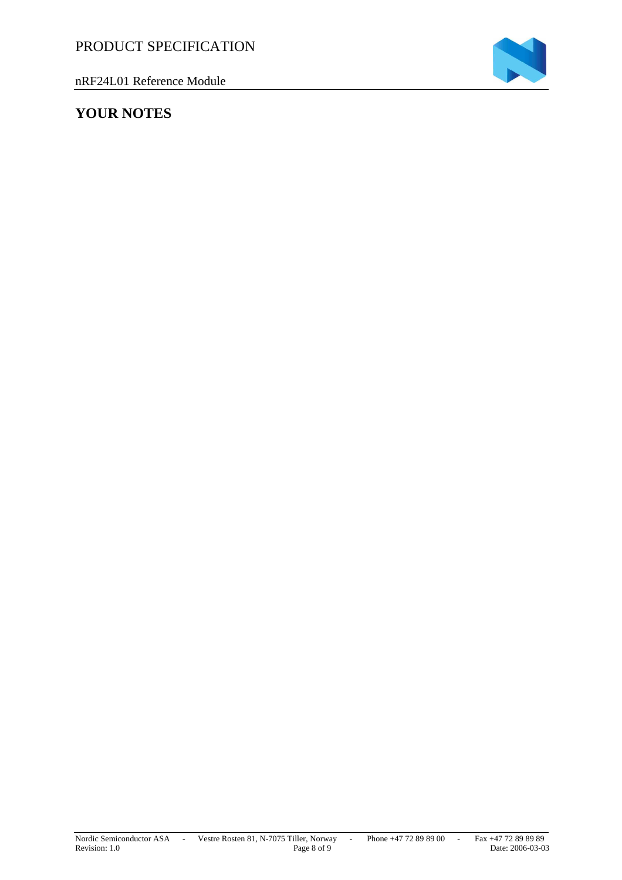# YOUR NOTES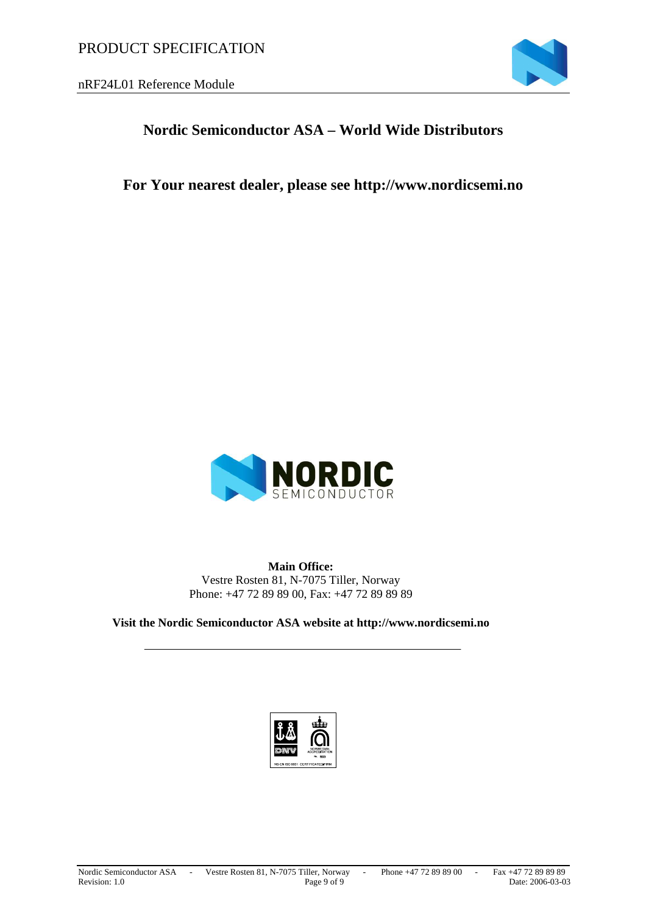## Nordic Semiconductor ASA – World Wide Distributors

## For Your nearest dealer, please see http://www.nordicsemi.no

**Main Office:**
Vestre Rosten 81, N-7075 Tiller, Norway
Phone: +47 72 89 89 00, Fax: +47 72 89 89 89

**Visit the Nordic Semiconductor ASA website at http://www.nordicsemi.no**